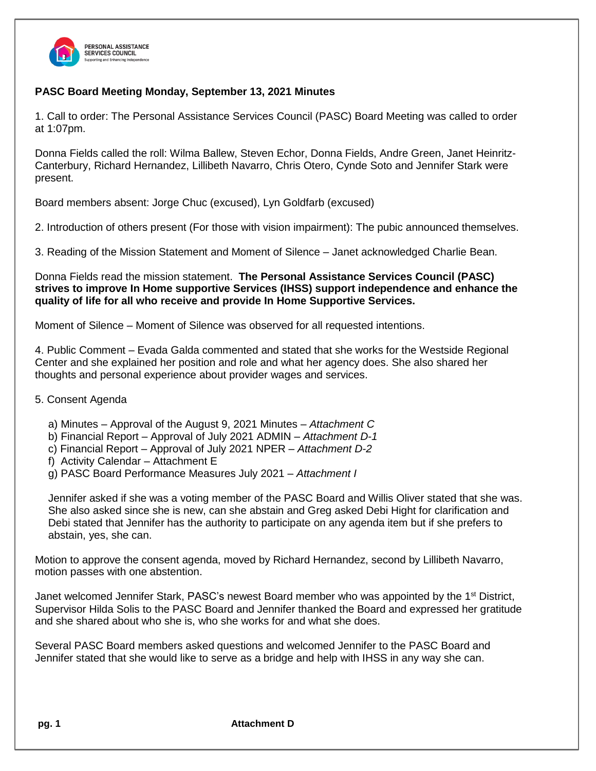PERSONAL ASSISTANCE SERVICES COUNCIL
Supporting and Enhancing Independence

**PASC Board Meeting Monday, September 13, 2021 Minutes**

1. Call to order: The Personal Assistance Services Council (PASC) Board Meeting was called to order at 1:07pm.

Donna Fields called the roll: Wilma Ballew, Steven Echor, Donna Fields, Andre Green, Janet Heinritz-Canterbury, Richard Hernandez, Lillibeth Navarro, Chris Otero, Cynde Soto and Jennifer Stark were present.

Board members absent: Jorge Chuc (excused), Lyn Goldfarb (excused)

2. Introduction of others present (For those with vision impairment): The pubic announced themselves.

3. Reading of the Mission Statement and Moment of Silence – Janet acknowledged Charlie Bean.

Donna Fields read the mission statement. **The Personal Assistance Services Council (PASC) strives to improve In Home supportive Services (IHSS) support independence and enhance the quality of life for all who receive and provide In Home Supportive Services.**

Moment of Silence – Moment of Silence was observed for all requested intentions.

4. Public Comment – Evada Galda commented and stated that she works for the Westside Regional Center and she explained her position and role and what her agency does. She also shared her thoughts and personal experience about provider wages and services.

5. Consent Agenda

a) Minutes – Approval of the August 9, 2021 Minutes – *Attachment C*
b) Financial Report – Approval of July 2021 ADMIN – *Attachment D-1*
c) Financial Report – Approval of July 2021 NPER – *Attachment D-2*
f) Activity Calendar – Attachment E
g) PASC Board Performance Measures July 2021 – *Attachment I*

Jennifer asked if she was a voting member of the PASC Board and Willis Oliver stated that she was. She also asked since she is new, can she abstain and Greg asked Debi Hight for clarification and Debi stated that Jennifer has the authority to participate on any agenda item but if she prefers to abstain, yes, she can.

Motion to approve the consent agenda, moved by Richard Hernandez, second by Lillibeth Navarro, motion passes with one abstention.

Janet welcomed Jennifer Stark, PASC's newest Board member who was appointed by the 1st District, Supervisor Hilda Solis to the PASC Board and Jennifer thanked the Board and expressed her gratitude and she shared about who she is, who she works for and what she does.

Several PASC Board members asked questions and welcomed Jennifer to the PASC Board and Jennifer stated that she would like to serve as a bridge and help with IHSS in any way she can.

**Attachment D**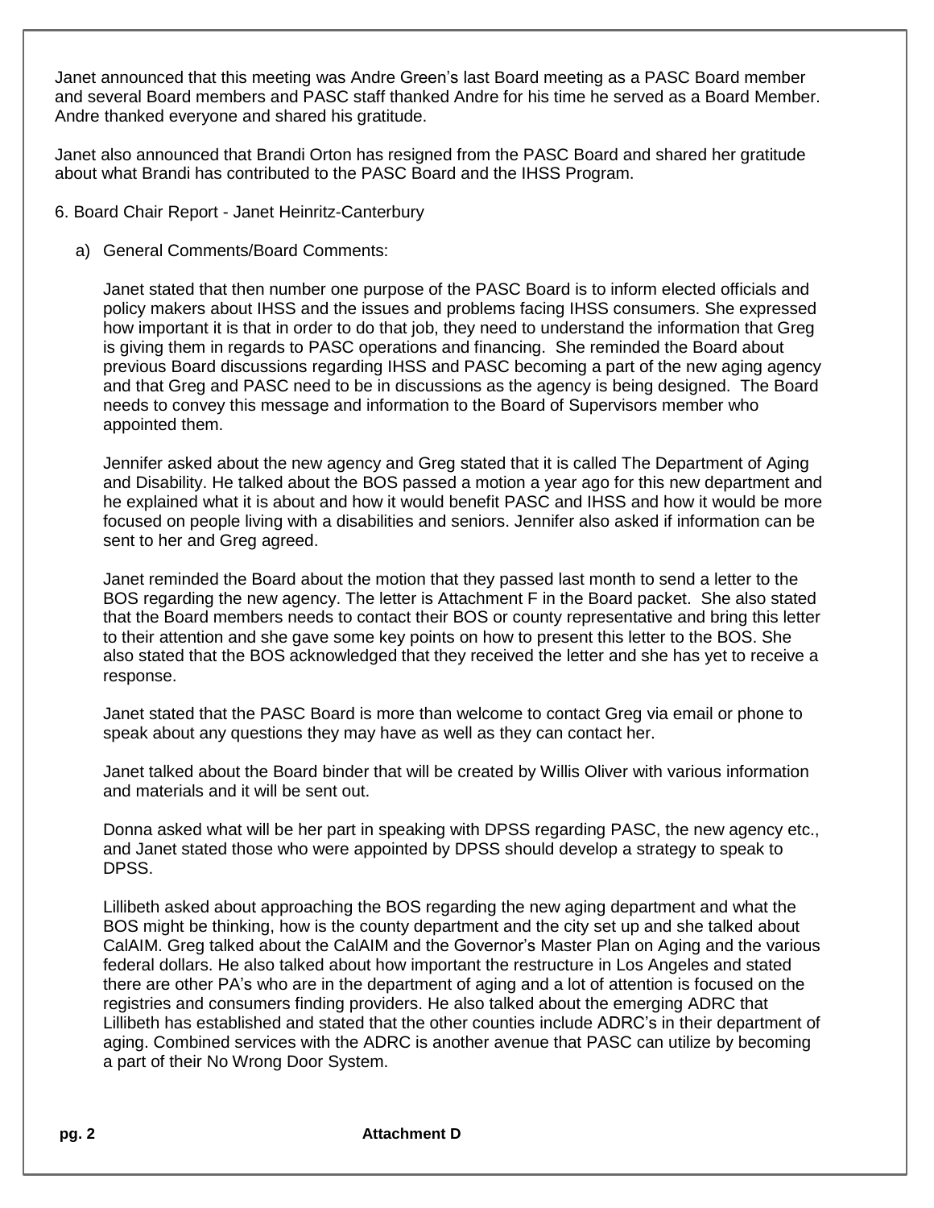Janet announced that this meeting was Andre Green's last Board meeting as a PASC Board member and several Board members and PASC staff thanked Andre for his time he served as a Board Member. Andre thanked everyone and shared his gratitude.

Janet also announced that Brandi Orton has resigned from the PASC Board and shared her gratitude about what Brandi has contributed to the PASC Board and the IHSS Program.

6. Board Chair Report - Janet Heinritz-Canterbury

a) General Comments/Board Comments:

Janet stated that then number one purpose of the PASC Board is to inform elected officials and policy makers about IHSS and the issues and problems facing IHSS consumers. She expressed how important it is that in order to do that job, they need to understand the information that Greg is giving them in regards to PASC operations and financing. She reminded the Board about previous Board discussions regarding IHSS and PASC becoming a part of the new aging agency and that Greg and PASC need to be in discussions as the agency is being designed. The Board needs to convey this message and information to the Board of Supervisors member who appointed them.

Jennifer asked about the new agency and Greg stated that it is called The Department of Aging and Disability. He talked about the BOS passed a motion a year ago for this new department and he explained what it is about and how it would benefit PASC and IHSS and how it would be more focused on people living with a disabilities and seniors. Jennifer also asked if information can be sent to her and Greg agreed.

Janet reminded the Board about the motion that they passed last month to send a letter to the BOS regarding the new agency. The letter is Attachment F in the Board packet. She also stated that the Board members needs to contact their BOS or county representative and bring this letter to their attention and she gave some key points on how to present this letter to the BOS. She also stated that the BOS acknowledged that they received the letter and she has yet to receive a response.

Janet stated that the PASC Board is more than welcome to contact Greg via email or phone to speak about any questions they may have as well as they can contact her.

Janet talked about the Board binder that will be created by Willis Oliver with various information and materials and it will be sent out.

Donna asked what will be her part in speaking with DPSS regarding PASC, the new agency etc., and Janet stated those who were appointed by DPSS should develop a strategy to speak to DPSS.

Lillibeth asked about approaching the BOS regarding the new aging department and what the BOS might be thinking, how is the county department and the city set up and she talked about CalAIM. Greg talked about the CalAIM and the Governor's Master Plan on Aging and the various federal dollars. He also talked about how important the restructure in Los Angeles and stated there are other PA's who are in the department of aging and a lot of attention is focused on the registries and consumers finding providers. He also talked about the emerging ADRC that Lillibeth has established and stated that the other counties include ADRC's in their department of aging. Combined services with the ADRC is another avenue that PASC can utilize by becoming a part of their No Wrong Door System.

**Attachment D**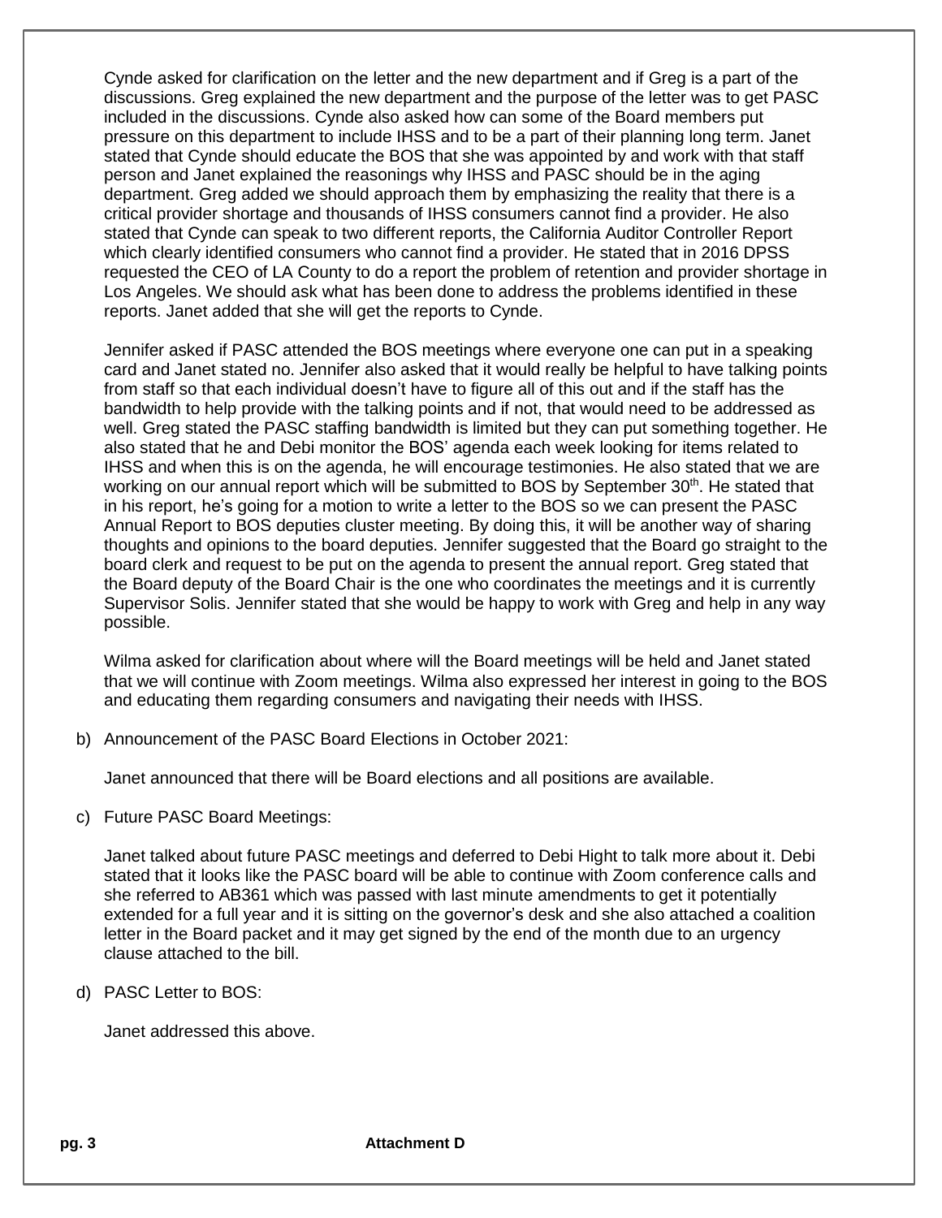Cynde asked for clarification on the letter and the new department and if Greg is a part of the discussions. Greg explained the new department and the purpose of the letter was to get PASC included in the discussions. Cynde also asked how can some of the Board members put pressure on this department to include IHSS and to be a part of their planning long term. Janet stated that Cynde should educate the BOS that she was appointed by and work with that staff person and Janet explained the reasonings why IHSS and PASC should be in the aging department. Greg added we should approach them by emphasizing the reality that there is a critical provider shortage and thousands of IHSS consumers cannot find a provider. He also stated that Cynde can speak to two different reports, the California Auditor Controller Report which clearly identified consumers who cannot find a provider. He stated that in 2016 DPSS requested the CEO of LA County to do a report the problem of retention and provider shortage in Los Angeles. We should ask what has been done to address the problems identified in these reports. Janet added that she will get the reports to Cynde.

Jennifer asked if PASC attended the BOS meetings where everyone one can put in a speaking card and Janet stated no. Jennifer also asked that it would really be helpful to have talking points from staff so that each individual doesn't have to figure all of this out and if the staff has the bandwidth to help provide with the talking points and if not, that would need to be addressed as well. Greg stated the PASC staffing bandwidth is limited but they can put something together. He also stated that he and Debi monitor the BOS' agenda each week looking for items related to IHSS and when this is on the agenda, he will encourage testimonies. He also stated that we are working on our annual report which will be submitted to BOS by September 30th. He stated that in his report, he's going for a motion to write a letter to the BOS so we can present the PASC Annual Report to BOS deputies cluster meeting. By doing this, it will be another way of sharing thoughts and opinions to the board deputies. Jennifer suggested that the Board go straight to the board clerk and request to be put on the agenda to present the annual report. Greg stated that the Board deputy of the Board Chair is the one who coordinates the meetings and it is currently Supervisor Solis. Jennifer stated that she would be happy to work with Greg and help in any way possible.

Wilma asked for clarification about where will the Board meetings will be held and Janet stated that we will continue with Zoom meetings. Wilma also expressed her interest in going to the BOS and educating them regarding consumers and navigating their needs with IHSS.

b) Announcement of the PASC Board Elections in October 2021:

Janet announced that there will be Board elections and all positions are available.

c) Future PASC Board Meetings:

Janet talked about future PASC meetings and deferred to Debi Hight to talk more about it. Debi stated that it looks like the PASC board will be able to continue with Zoom conference calls and she referred to AB361 which was passed with last minute amendments to get it potentially extended for a full year and it is sitting on the governor's desk and she also attached a coalition letter in the Board packet and it may get signed by the end of the month due to an urgency clause attached to the bill.

d) PASC Letter to BOS:

Janet addressed this above.

**Attachment D**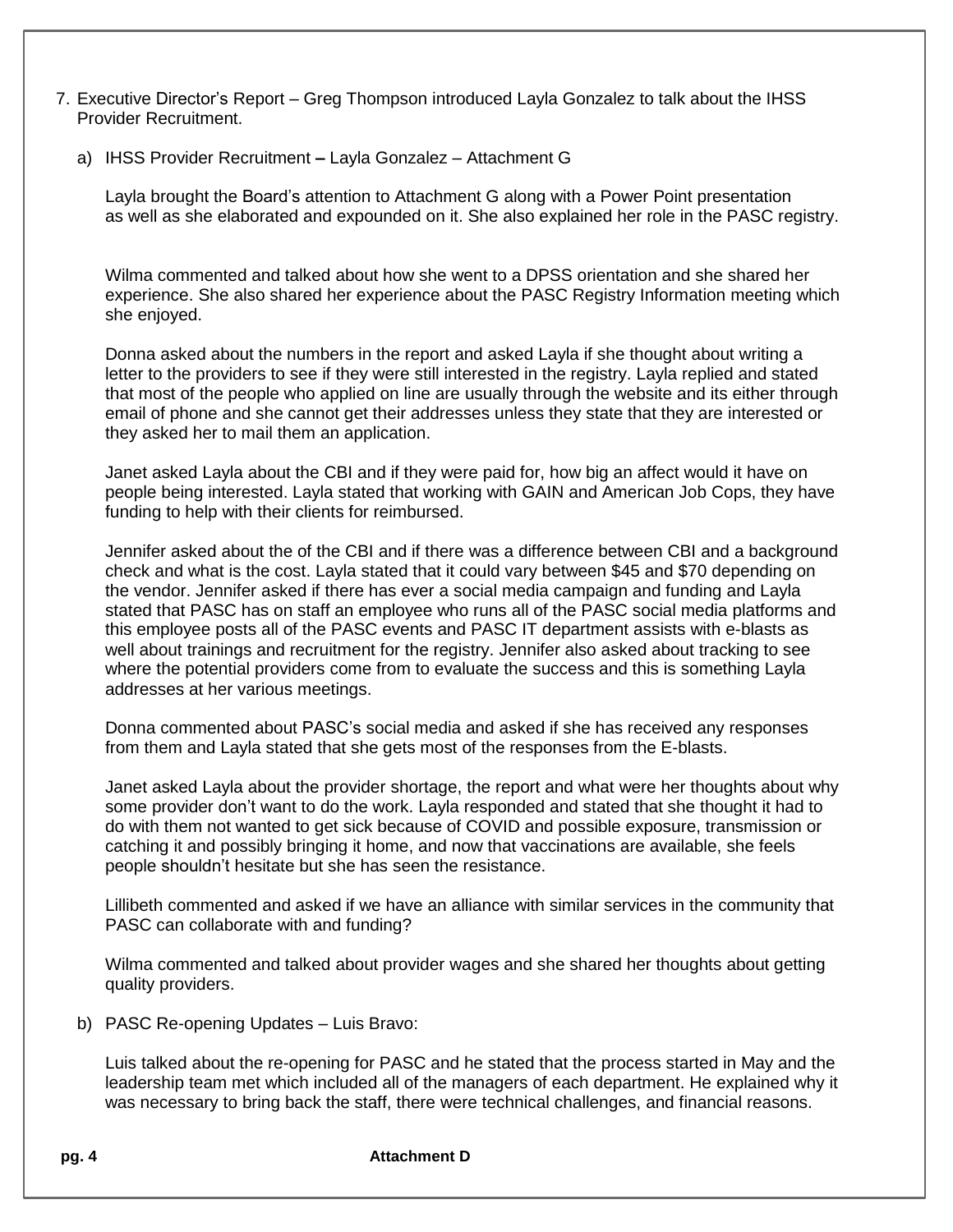7. Executive Director's Report – Greg Thompson introduced Layla Gonzalez to talk about the IHSS Provider Recruitment.

   a) IHSS Provider Recruitment **–** Layla Gonzalez – Attachment G

      Layla brought the Board's attention to Attachment G along with a Power Point presentation as well as she elaborated and expounded on it. She also explained her role in the PASC registry.

      Wilma commented and talked about how she went to a DPSS orientation and she shared her experience. She also shared her experience about the PASC Registry Information meeting which she enjoyed.

      Donna asked about the numbers in the report and asked Layla if she thought about writing a letter to the providers to see if they were still interested in the registry. Layla replied and stated that most of the people who applied on line are usually through the website and its either through email of phone and she cannot get their addresses unless they state that they are interested or they asked her to mail them an application.

      Janet asked Layla about the CBI and if they were paid for, how big an affect would it have on people being interested. Layla stated that working with GAIN and American Job Cops, they have funding to help with their clients for reimbursed.

      Jennifer asked about the of the CBI and if there was a difference between CBI and a background check and what is the cost. Layla stated that it could vary between $45 and $70 depending on the vendor. Jennifer asked if there has ever a social media campaign and funding and Layla stated that PASC has on staff an employee who runs all of the PASC social media platforms and this employee posts all of the PASC events and PASC IT department assists with e-blasts as well about trainings and recruitment for the registry. Jennifer also asked about tracking to see where the potential providers come from to evaluate the success and this is something Layla addresses at her various meetings.

      Donna commented about PASC's social media and asked if she has received any responses from them and Layla stated that she gets most of the responses from the E-blasts.

      Janet asked Layla about the provider shortage, the report and what were her thoughts about why some provider don't want to do the work. Layla responded and stated that she thought it had to do with them not wanted to get sick because of COVID and possible exposure, transmission or catching it and possibly bringing it home, and now that vaccinations are available, she feels people shouldn't hesitate but she has seen the resistance.

      Lillibeth commented and asked if we have an alliance with similar services in the community that PASC can collaborate with and funding?

      Wilma commented and talked about provider wages and she shared her thoughts about getting quality providers.

   b) PASC Re-opening Updates – Luis Bravo:

      Luis talked about the re-opening for PASC and he stated that the process started in May and the leadership team met which included all of the managers of each department. He explained why it was necessary to bring back the staff, there were technical challenges, and financial reasons.

**Attachment D**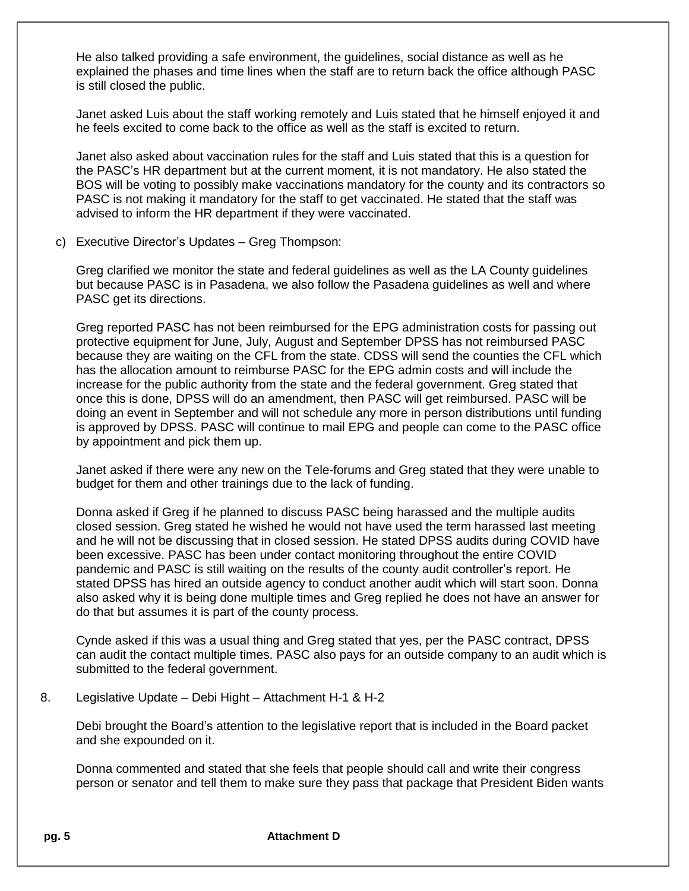He also talked providing a safe environment, the guidelines, social distance as well as he explained the phases and time lines when the staff are to return back the office although PASC is still closed the public.

Janet asked Luis about the staff working remotely and Luis stated that he himself enjoyed it and he feels excited to come back to the office as well as the staff is excited to return.

Janet also asked about vaccination rules for the staff and Luis stated that this is a question for the PASC's HR department but at the current moment, it is not mandatory. He also stated the BOS will be voting to possibly make vaccinations mandatory for the county and its contractors so PASC is not making it mandatory for the staff to get vaccinated. He stated that the staff was advised to inform the HR department if they were vaccinated.

c) Executive Director's Updates – Greg Thompson:

Greg clarified we monitor the state and federal guidelines as well as the LA County guidelines but because PASC is in Pasadena, we also follow the Pasadena guidelines as well and where PASC get its directions.

Greg reported PASC has not been reimbursed for the EPG administration costs for passing out protective equipment for June, July, August and September DPSS has not reimbursed PASC because they are waiting on the CFL from the state. CDSS will send the counties the CFL which has the allocation amount to reimburse PASC for the EPG admin costs and will include the increase for the public authority from the state and the federal government. Greg stated that once this is done, DPSS will do an amendment, then PASC will get reimbursed. PASC will be doing an event in September and will not schedule any more in person distributions until funding is approved by DPSS. PASC will continue to mail EPG and people can come to the PASC office by appointment and pick them up.

Janet asked if there were any new on the Tele-forums and Greg stated that they were unable to budget for them and other trainings due to the lack of funding.

Donna asked if Greg if he planned to discuss PASC being harassed and the multiple audits closed session. Greg stated he wished he would not have used the term harassed last meeting and he will not be discussing that in closed session. He stated DPSS audits during COVID have been excessive. PASC has been under contact monitoring throughout the entire COVID pandemic and PASC is still waiting on the results of the county audit controller's report. He stated DPSS has hired an outside agency to conduct another audit which will start soon. Donna also asked why it is being done multiple times and Greg replied he does not have an answer for do that but assumes it is part of the county process.

Cynde asked if this was a usual thing and Greg stated that yes, per the PASC contract, DPSS can audit the contact multiple times. PASC also pays for an outside company to an audit which is submitted to the federal government.

8. Legislative Update – Debi Hight – Attachment H-1 & H-2

Debi brought the Board's attention to the legislative report that is included in the Board packet and she expounded on it.

Donna commented and stated that she feels that people should call and write their congress person or senator and tell them to make sure they pass that package that President Biden wants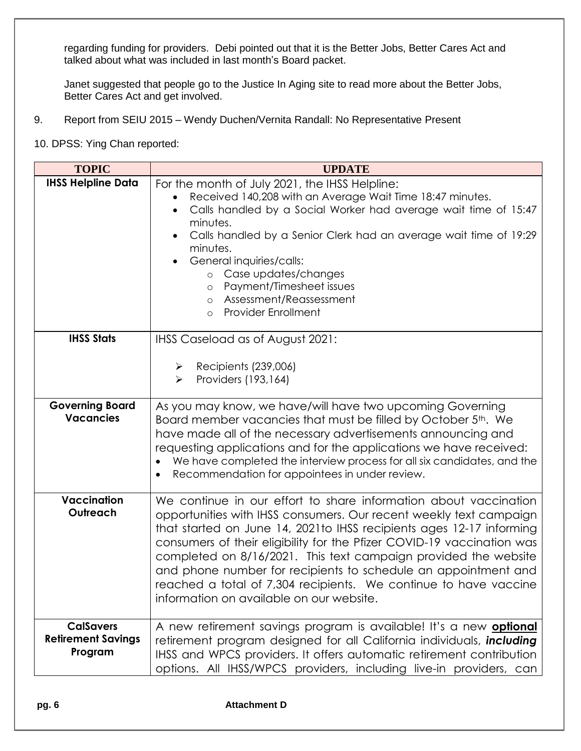regarding funding for providers. Debi pointed out that it is the Better Jobs, Better Cares Act and talked about what was included in last month's Board packet.

Janet suggested that people go to the Justice In Aging site to read more about the Better Jobs, Better Cares Act and get involved.

9. Report from SEIU 2015 – Wendy Duchen/Vernita Randall: No Representative Present

10. DPSS: Ying Chan reported:

| TOPIC | UPDATE |
|---|---|
| **IHSS Helpline Data** | For the month of July 2021, the IHSS Helpline:<br>• Received 140,208 with an Average Wait Time 18:47 minutes.<br>• Calls handled by a Social Worker had average wait time of 15:47 minutes.<br>• Calls handled by a Senior Clerk had an average wait time of 19:29 minutes.<br>• General inquiries/calls:<br>  ○ Case updates/changes<br>  ○ Payment/Timesheet issues<br>  ○ Assessment/Reassessment<br>  ○ Provider Enrollment |
| **IHSS Stats** | IHSS Caseload as of August 2021:<br>➢ Recipients (239,006)<br>➢ Providers (193,164) |
| **Governing Board Vacancies** | As you may know, we have/will have two upcoming Governing Board member vacancies that must be filled by October 5th. We have made all of the necessary advertisements announcing and requesting applications and for the applications we have received:<br>• We have completed the interview process for all six candidates, and the<br>• Recommendation for appointees in under review. |
| **Vaccination Outreach** | We continue in our effort to share information about vaccination opportunities with IHSS consumers. Our recent weekly text campaign that started on June 14, 2021to IHSS recipients ages 12-17 informing consumers of their eligibility for the Pfizer COVID-19 vaccination was completed on 8/16/2021. This text campaign provided the website and phone number for recipients to schedule an appointment and reached a total of 7,304 recipients. We continue to have vaccine information on available on our website. |
| **CalSavers Retirement Savings Program** | A new retirement savings program is available! It's a new **optional** retirement program designed for all California individuals, ***including*** IHSS and WPCS providers. It offers automatic retirement contribution options. All IHSS/WPCS providers, including live-in providers, can |

Attachment D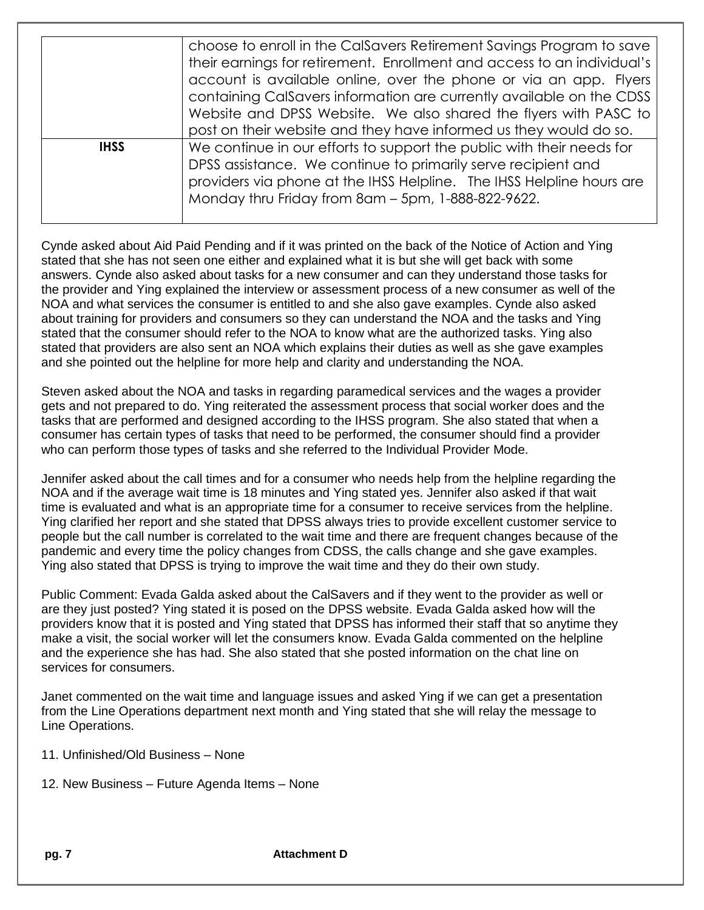| | |
|---|---|
| | choose to enroll in the CalSavers Retirement Savings Program to save their earnings for retirement. Enrollment and access to an individual's account is available online, over the phone or via an app. Flyers containing CalSavers information are currently available on the CDSS Website and DPSS Website. We also shared the flyers with PASC to post on their website and they have informed us they would do so. |
| **IHSS** | We continue in our efforts to support the public with their needs for DPSS assistance. We continue to primarily serve recipient and providers via phone at the IHSS Helpline. The IHSS Helpline hours are Monday thru Friday from 8am – 5pm, 1-888-822-9622. |

Cynde asked about Aid Paid Pending and if it was printed on the back of the Notice of Action and Ying stated that she has not seen one either and explained what it is but she will get back with some answers. Cynde also asked about tasks for a new consumer and can they understand those tasks for the provider and Ying explained the interview or assessment process of a new consumer as well of the NOA and what services the consumer is entitled to and she also gave examples. Cynde also asked about training for providers and consumers so they can understand the NOA and the tasks and Ying stated that the consumer should refer to the NOA to know what are the authorized tasks. Ying also stated that providers are also sent an NOA which explains their duties as well as she gave examples and she pointed out the helpline for more help and clarity and understanding the NOA.

Steven asked about the NOA and tasks in regarding paramedical services and the wages a provider gets and not prepared to do. Ying reiterated the assessment process that social worker does and the tasks that are performed and designed according to the IHSS program. She also stated that when a consumer has certain types of tasks that need to be performed, the consumer should find a provider who can perform those types of tasks and she referred to the Individual Provider Mode.

Jennifer asked about the call times and for a consumer who needs help from the helpline regarding the NOA and if the average wait time is 18 minutes and Ying stated yes. Jennifer also asked if that wait time is evaluated and what is an appropriate time for a consumer to receive services from the helpline. Ying clarified her report and she stated that DPSS always tries to provide excellent customer service to people but the call number is correlated to the wait time and there are frequent changes because of the pandemic and every time the policy changes from CDSS, the calls change and she gave examples. Ying also stated that DPSS is trying to improve the wait time and they do their own study.

Public Comment: Evada Galda asked about the CalSavers and if they went to the provider as well or are they just posted? Ying stated it is posed on the DPSS website. Evada Galda asked how will the providers know that it is posted and Ying stated that DPSS has informed their staff that so anytime they make a visit, the social worker will let the consumers know. Evada Galda commented on the helpline and the experience she has had. She also stated that she posted information on the chat line on services for consumers.

Janet commented on the wait time and language issues and asked Ying if we can get a presentation from the Line Operations department next month and Ying stated that she will relay the message to Line Operations.

11. Unfinished/Old Business – None

12. New Business – Future Agenda Items – None

**Attachment D**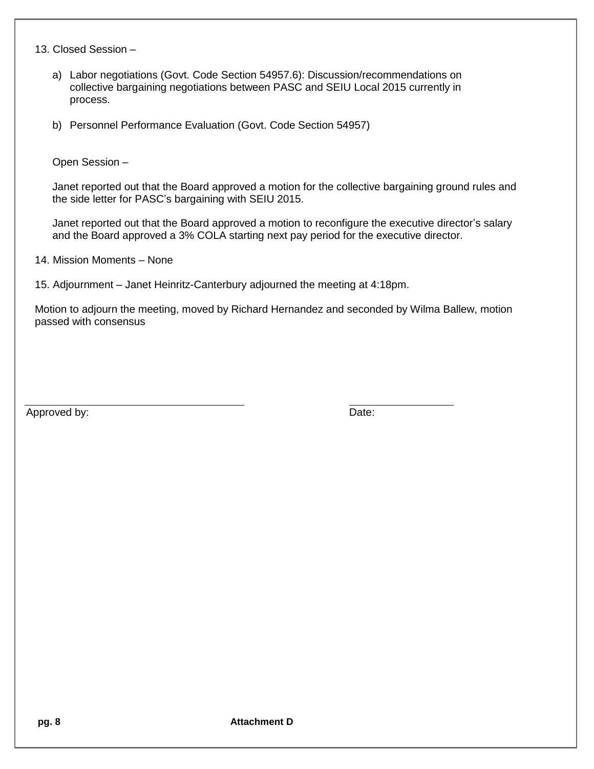13. Closed Session –

   a) Labor negotiations (Govt. Code Section 54957.6): Discussion/recommendations on collective bargaining negotiations between PASC and SEIU Local 2015 currently in process.

   b) Personnel Performance Evaluation (Govt. Code Section 54957)

   Open Session –

   Janet reported out that the Board approved a motion for the collective bargaining ground rules and the side letter for PASC's bargaining with SEIU 2015.

   Janet reported out that the Board approved a motion to reconfigure the executive director's salary and the Board approved a 3% COLA starting next pay period for the executive director.

14. Mission Moments – None

15. Adjournment – Janet Heinritz-Canterbury adjourned the meeting at 4:18pm.

Motion to adjourn the meeting, moved by Richard Hernandez and seconded by Wilma Ballew, motion passed with consensus

Approved by: ______________________________ Date: ______________

Attachment D